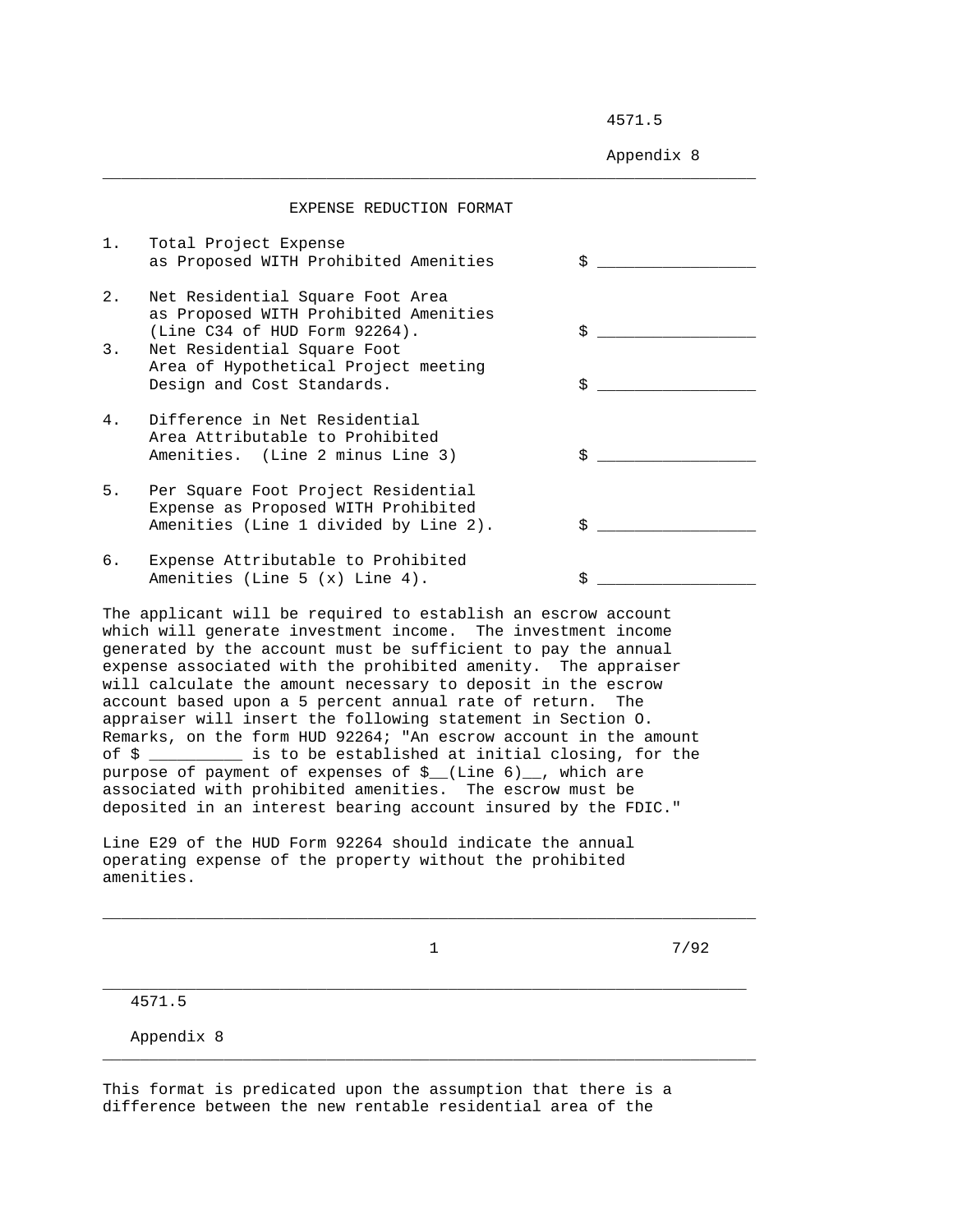# EXPENSE REDUCTION FORMAT

| | | |
|---|---|---|
| 1. | Total Project Expense as Proposed WITH Prohibited Amenities | $ ________________ |
| 2. | Net Residential Square Foot Area as Proposed WITH Prohibited Amenities (Line C34 of HUD Form 92264). | $ ________________ |
| 3. | Net Residential Square Foot Area of Hypothetical Project meeting Design and Cost Standards. | $ ________________ |
| 4. | Difference in Net Residential Area Attributable to Prohibited Amenities. (Line 2 minus Line 3) | $ ________________ |
| 5. | Per Square Foot Project Residential Expense as Proposed WITH Prohibited Amenities (Line 1 divided by Line 2). | $ ________________ |
| 6. | Expense Attributable to Prohibited Amenities (Line 5 (x) Line 4). | $ ________________ |

The applicant will be required to establish an escrow account which will generate investment income. The investment income generated by the account must be sufficient to pay the annual expense associated with the prohibited amenity. The appraiser will calculate the amount necessary to deposit in the escrow account based upon a 5 percent annual rate of return. The appraiser will insert the following statement in Section O. Remarks, on the form HUD 92264; "An escrow account in the amount of $ __________ is to be established at initial closing, for the purpose of payment of expenses of $__(Line 6)__, which are associated with prohibited amenities. The escrow must be deposited in an interest bearing account insured by the FDIC."

Line E29 of the HUD Form 92264 should indicate the annual operating expense of the property without the prohibited amenities.

This format is predicated upon the assumption that there is a difference between the new rentable residential area of the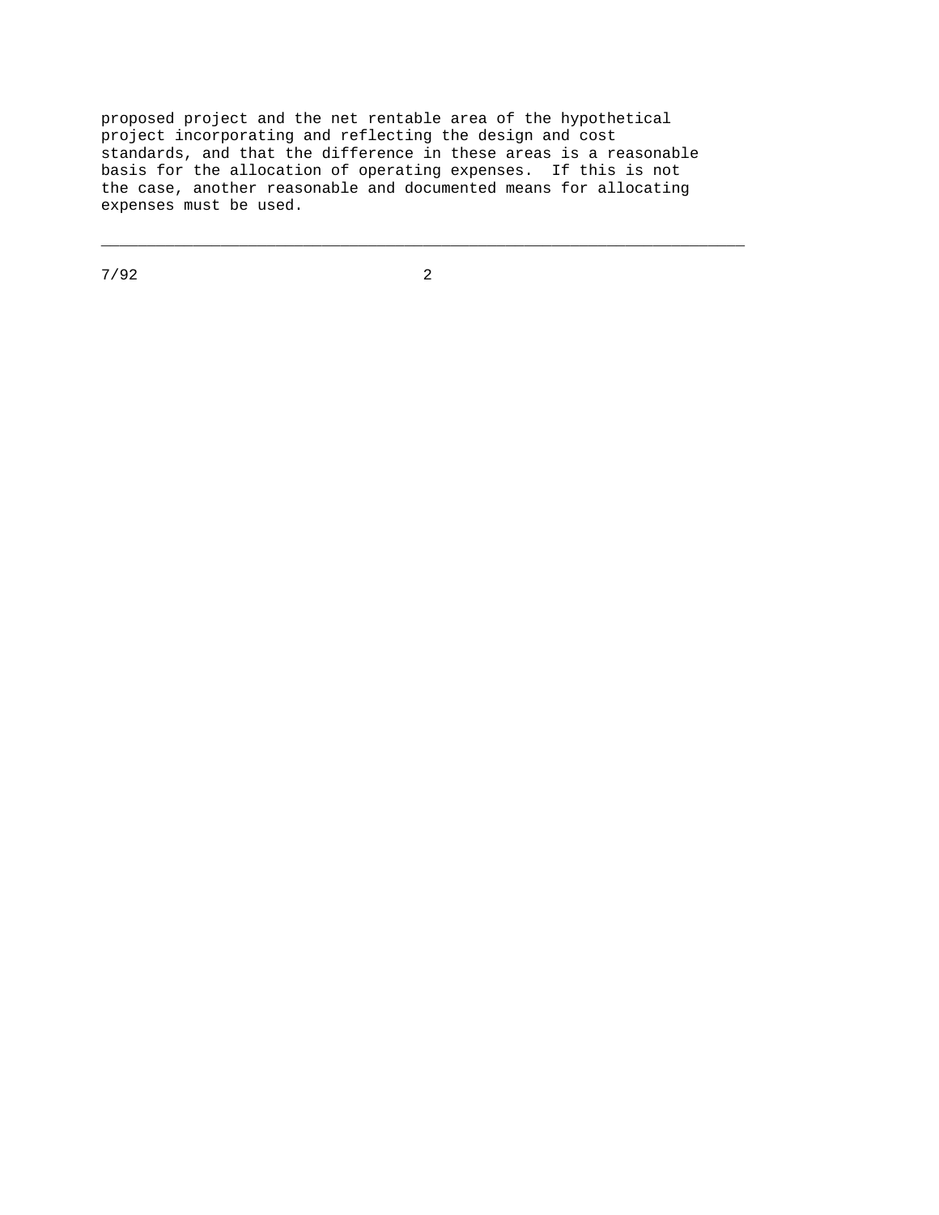proposed project and the net rentable area of the hypothetical project incorporating and reflecting the design and cost standards, and that the difference in these areas is a reasonable basis for the allocation of operating expenses. If this is not the case, another reasonable and documented means for allocating expenses must be used.